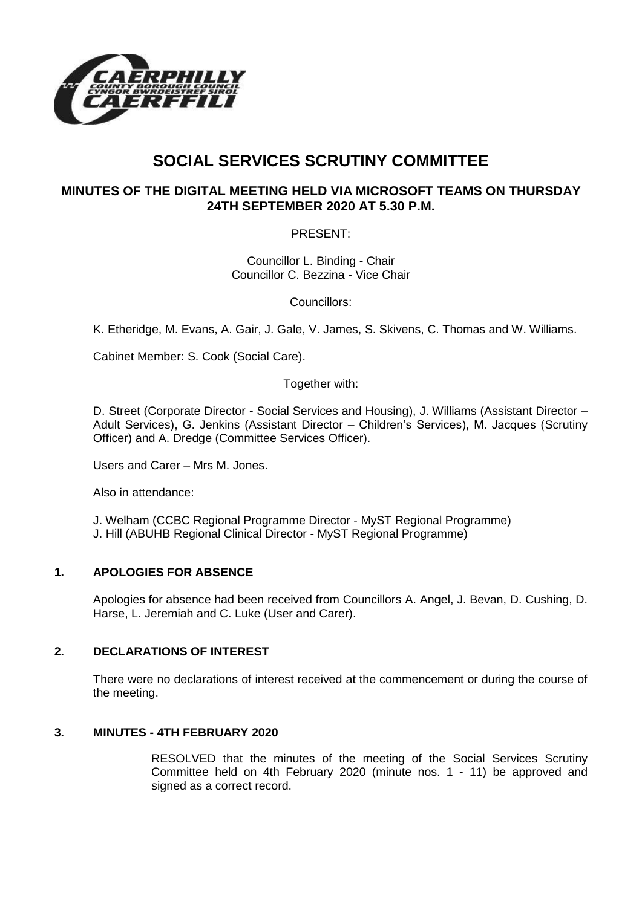# SOCIAL SERVICES SCRUTINY COMMITTEE

## MINUTES OF THE DIGITAL MEETING HELD VIA MICROSOFT TEAMS ON THURSDAY 24TH SEPTEMBER 2020 AT 5.30 P.M.

PRESENT:

Councillor L. Binding - Chair
Councillor C. Bezzina - Vice Chair

Councillors:

K. Etheridge, M. Evans, A. Gair, J. Gale, V. James, S. Skivens, C. Thomas and W. Williams.

Cabinet Member: S. Cook (Social Care).

Together with:

D. Street (Corporate Director - Social Services and Housing), J. Williams (Assistant Director – Adult Services), G. Jenkins (Assistant Director – Children's Services), M. Jacques (Scrutiny Officer) and A. Dredge (Committee Services Officer).

Users and Carer – Mrs M. Jones.

Also in attendance:

J. Welham (CCBC Regional Programme Director - MyST Regional Programme)
J. Hill (ABUHB Regional Clinical Director - MyST Regional Programme)

### 1. APOLOGIES FOR ABSENCE

Apologies for absence had been received from Councillors A. Angel, J. Bevan, D. Cushing, D. Harse, L. Jeremiah and C. Luke (User and Carer).

### 2. DECLARATIONS OF INTEREST

There were no declarations of interest received at the commencement or during the course of the meeting.

### 3. MINUTES - 4TH FEBRUARY 2020

RESOLVED that the minutes of the meeting of the Social Services Scrutiny Committee held on 4th February 2020 (minute nos. 1 - 11) be approved and signed as a correct record.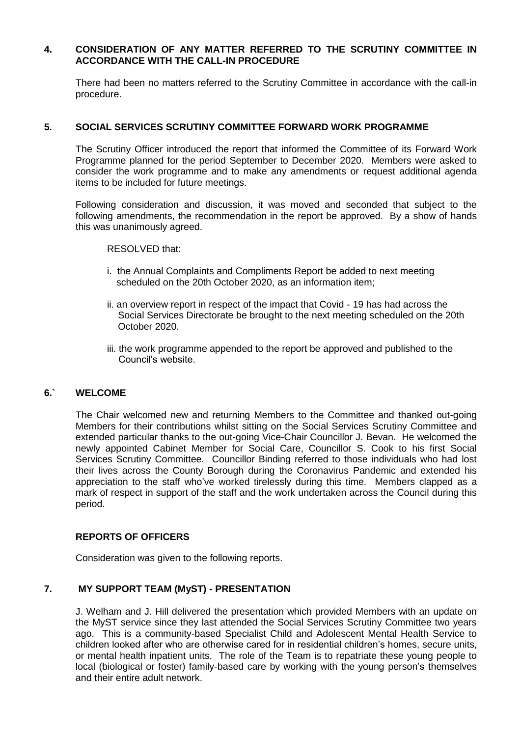## 4. CONSIDERATION OF ANY MATTER REFERRED TO THE SCRUTINY COMMITTEE IN ACCORDANCE WITH THE CALL-IN PROCEDURE

There had been no matters referred to the Scrutiny Committee in accordance with the call-in procedure.

## 5. SOCIAL SERVICES SCRUTINY COMMITTEE FORWARD WORK PROGRAMME

The Scrutiny Officer introduced the report that informed the Committee of its Forward Work Programme planned for the period September to December 2020. Members were asked to consider the work programme and to make any amendments or request additional agenda items to be included for future meetings.

Following consideration and discussion, it was moved and seconded that subject to the following amendments, the recommendation in the report be approved. By a show of hands this was unanimously agreed.

RESOLVED that:

i. the Annual Complaints and Compliments Report be added to next meeting scheduled on the 20th October 2020, as an information item;

ii. an overview report in respect of the impact that Covid - 19 has had across the Social Services Directorate be brought to the next meeting scheduled on the 20th October 2020.

iii. the work programme appended to the report be approved and published to the Council's website.

## 6.` WELCOME

The Chair welcomed new and returning Members to the Committee and thanked out-going Members for their contributions whilst sitting on the Social Services Scrutiny Committee and extended particular thanks to the out-going Vice-Chair Councillor J. Bevan. He welcomed the newly appointed Cabinet Member for Social Care, Councillor S. Cook to his first Social Services Scrutiny Committee. Councillor Binding referred to those individuals who had lost their lives across the County Borough during the Coronavirus Pandemic and extended his appreciation to the staff who've worked tirelessly during this time. Members clapped as a mark of respect in support of the staff and the work undertaken across the Council during this period.

## REPORTS OF OFFICERS

Consideration was given to the following reports.

## 7. MY SUPPORT TEAM (MyST) - PRESENTATION

J. Welham and J. Hill delivered the presentation which provided Members with an update on the MyST service since they last attended the Social Services Scrutiny Committee two years ago. This is a community-based Specialist Child and Adolescent Mental Health Service to children looked after who are otherwise cared for in residential children's homes, secure units, or mental health inpatient units. The role of the Team is to repatriate these young people to local (biological or foster) family-based care by working with the young person's themselves and their entire adult network.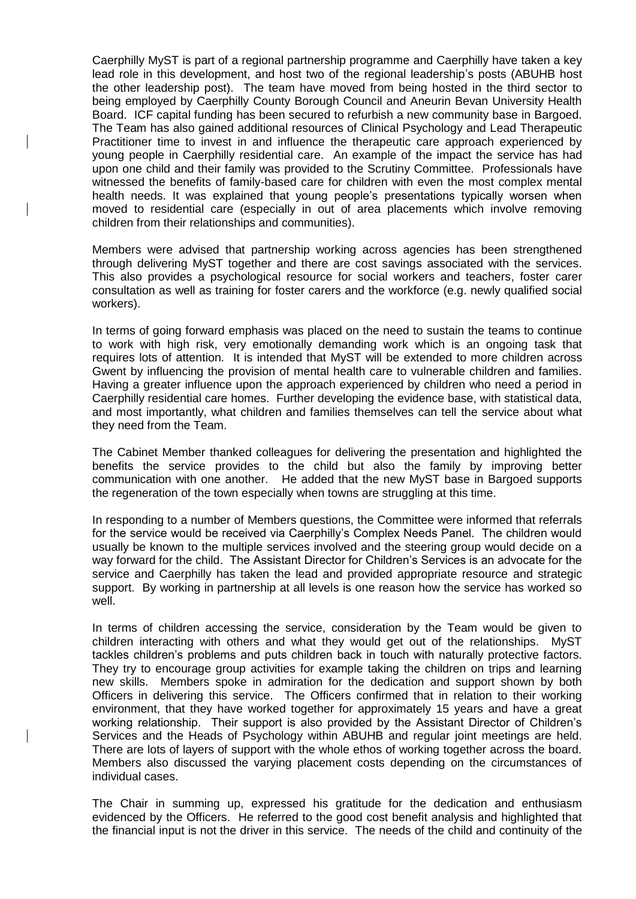Caerphilly MyST is part of a regional partnership programme and Caerphilly have taken a key lead role in this development, and host two of the regional leadership's posts (ABUHB host the other leadership post). The team have moved from being hosted in the third sector to being employed by Caerphilly County Borough Council and Aneurin Bevan University Health Board. ICF capital funding has been secured to refurbish a new community base in Bargoed. The Team has also gained additional resources of Clinical Psychology and Lead Therapeutic Practitioner time to invest in and influence the therapeutic care approach experienced by young people in Caerphilly residential care. An example of the impact the service has had upon one child and their family was provided to the Scrutiny Committee. Professionals have witnessed the benefits of family-based care for children with even the most complex mental health needs. It was explained that young people's presentations typically worsen when moved to residential care (especially in out of area placements which involve removing children from their relationships and communities).

Members were advised that partnership working across agencies has been strengthened through delivering MyST together and there are cost savings associated with the services. This also provides a psychological resource for social workers and teachers, foster carer consultation as well as training for foster carers and the workforce (e.g. newly qualified social workers).

In terms of going forward emphasis was placed on the need to sustain the teams to continue to work with high risk, very emotionally demanding work which is an ongoing task that requires lots of attention. It is intended that MyST will be extended to more children across Gwent by influencing the provision of mental health care to vulnerable children and families. Having a greater influence upon the approach experienced by children who need a period in Caerphilly residential care homes. Further developing the evidence base, with statistical data, and most importantly, what children and families themselves can tell the service about what they need from the Team.

The Cabinet Member thanked colleagues for delivering the presentation and highlighted the benefits the service provides to the child but also the family by improving better communication with one another. He added that the new MyST base in Bargoed supports the regeneration of the town especially when towns are struggling at this time.

In responding to a number of Members questions, the Committee were informed that referrals for the service would be received via Caerphilly's Complex Needs Panel. The children would usually be known to the multiple services involved and the steering group would decide on a way forward for the child. The Assistant Director for Children's Services is an advocate for the service and Caerphilly has taken the lead and provided appropriate resource and strategic support. By working in partnership at all levels is one reason how the service has worked so well.

In terms of children accessing the service, consideration by the Team would be given to children interacting with others and what they would get out of the relationships. MyST tackles children's problems and puts children back in touch with naturally protective factors. They try to encourage group activities for example taking the children on trips and learning new skills. Members spoke in admiration for the dedication and support shown by both Officers in delivering this service. The Officers confirmed that in relation to their working environment, that they have worked together for approximately 15 years and have a great working relationship. Their support is also provided by the Assistant Director of Children's Services and the Heads of Psychology within ABUHB and regular joint meetings are held. There are lots of layers of support with the whole ethos of working together across the board. Members also discussed the varying placement costs depending on the circumstances of individual cases.

The Chair in summing up, expressed his gratitude for the dedication and enthusiasm evidenced by the Officers. He referred to the good cost benefit analysis and highlighted that the financial input is not the driver in this service. The needs of the child and continuity of the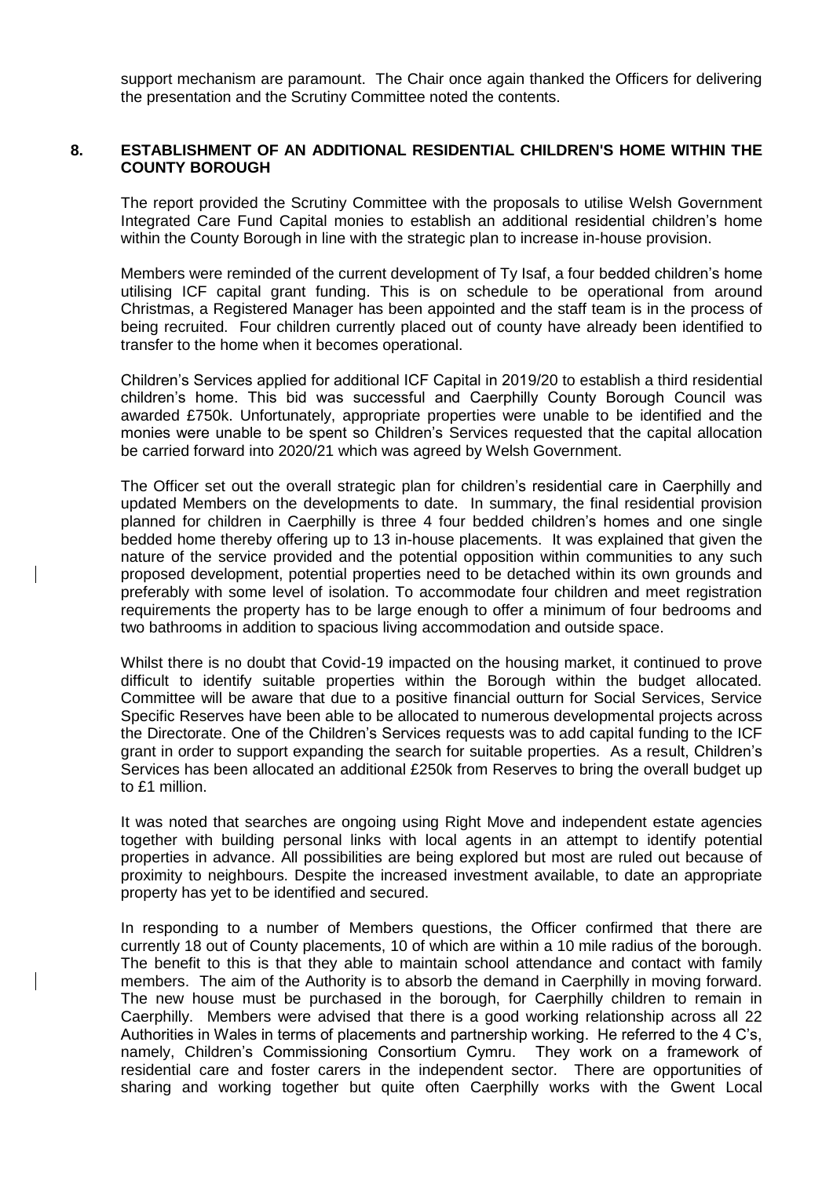support mechanism are paramount. The Chair once again thanked the Officers for delivering the presentation and the Scrutiny Committee noted the contents.

## 8. ESTABLISHMENT OF AN ADDITIONAL RESIDENTIAL CHILDREN'S HOME WITHIN THE COUNTY BOROUGH

The report provided the Scrutiny Committee with the proposals to utilise Welsh Government Integrated Care Fund Capital monies to establish an additional residential children's home within the County Borough in line with the strategic plan to increase in-house provision.

Members were reminded of the current development of Ty Isaf, a four bedded children's home utilising ICF capital grant funding. This is on schedule to be operational from around Christmas, a Registered Manager has been appointed and the staff team is in the process of being recruited. Four children currently placed out of county have already been identified to transfer to the home when it becomes operational.

Children's Services applied for additional ICF Capital in 2019/20 to establish a third residential children's home. This bid was successful and Caerphilly County Borough Council was awarded £750k. Unfortunately, appropriate properties were unable to be identified and the monies were unable to be spent so Children's Services requested that the capital allocation be carried forward into 2020/21 which was agreed by Welsh Government.

The Officer set out the overall strategic plan for children's residential care in Caerphilly and updated Members on the developments to date. In summary, the final residential provision planned for children in Caerphilly is three 4 four bedded children's homes and one single bedded home thereby offering up to 13 in-house placements. It was explained that given the nature of the service provided and the potential opposition within communities to any such proposed development, potential properties need to be detached within its own grounds and preferably with some level of isolation. To accommodate four children and meet registration requirements the property has to be large enough to offer a minimum of four bedrooms and two bathrooms in addition to spacious living accommodation and outside space.

Whilst there is no doubt that Covid-19 impacted on the housing market, it continued to prove difficult to identify suitable properties within the Borough within the budget allocated. Committee will be aware that due to a positive financial outturn for Social Services, Service Specific Reserves have been able to be allocated to numerous developmental projects across the Directorate. One of the Children's Services requests was to add capital funding to the ICF grant in order to support expanding the search for suitable properties. As a result, Children's Services has been allocated an additional £250k from Reserves to bring the overall budget up to £1 million.

It was noted that searches are ongoing using Right Move and independent estate agencies together with building personal links with local agents in an attempt to identify potential properties in advance. All possibilities are being explored but most are ruled out because of proximity to neighbours. Despite the increased investment available, to date an appropriate property has yet to be identified and secured.

In responding to a number of Members questions, the Officer confirmed that there are currently 18 out of County placements, 10 of which are within a 10 mile radius of the borough. The benefit to this is that they able to maintain school attendance and contact with family members. The aim of the Authority is to absorb the demand in Caerphilly in moving forward. The new house must be purchased in the borough, for Caerphilly children to remain in Caerphilly. Members were advised that there is a good working relationship across all 22 Authorities in Wales in terms of placements and partnership working. He referred to the 4 C's, namely, Children's Commissioning Consortium Cymru. They work on a framework of residential care and foster carers in the independent sector. There are opportunities of sharing and working together but quite often Caerphilly works with the Gwent Local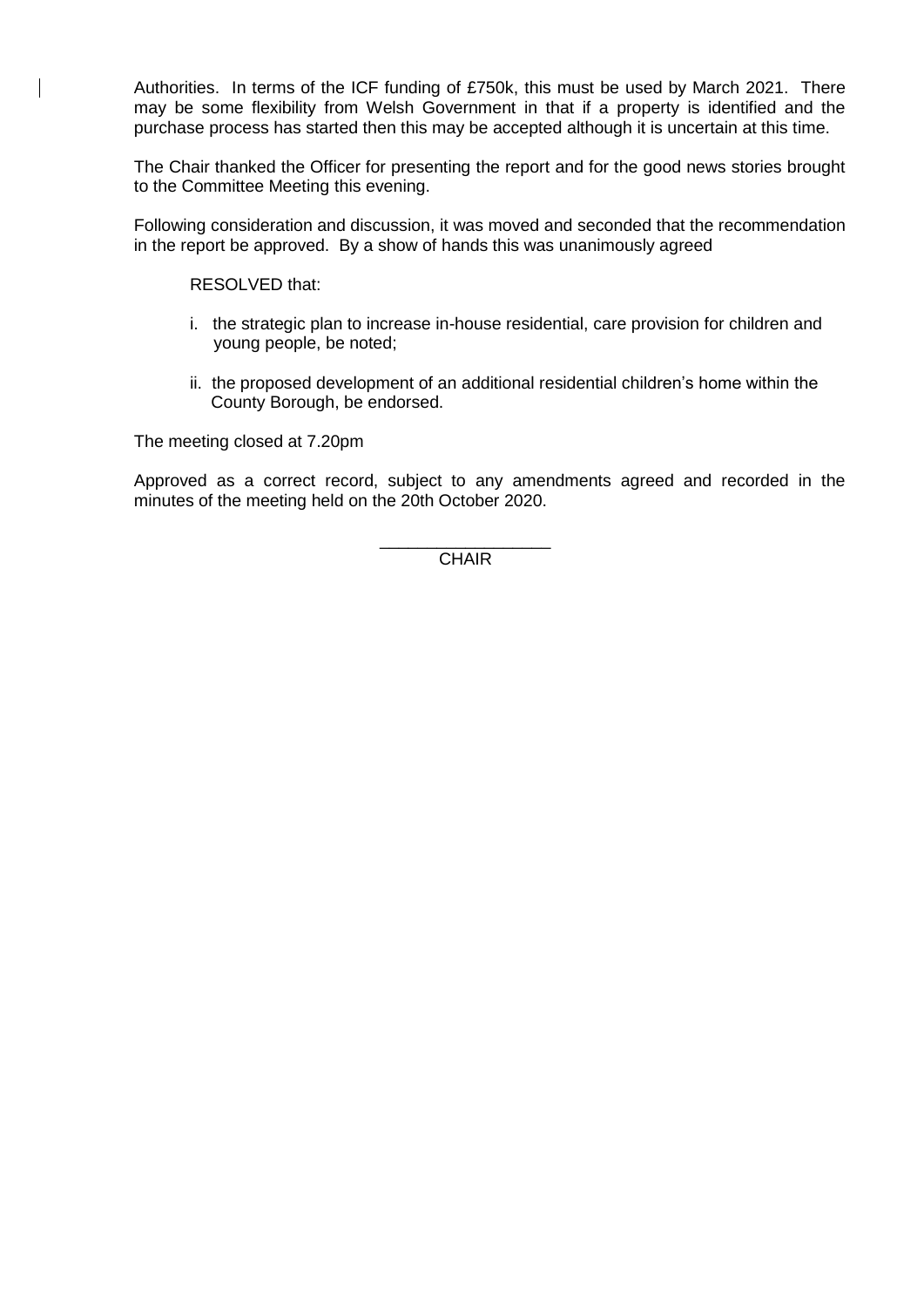Authorities. In terms of the ICF funding of £750k, this must be used by March 2021. There may be some flexibility from Welsh Government in that if a property is identified and the purchase process has started then this may be accepted although it is uncertain at this time.

The Chair thanked the Officer for presenting the report and for the good news stories brought to the Committee Meeting this evening.

Following consideration and discussion, it was moved and seconded that the recommendation in the report be approved. By a show of hands this was unanimously agreed

RESOLVED that:

i. the strategic plan to increase in-house residential, care provision for children and young people, be noted;

ii. the proposed development of an additional residential children's home within the County Borough, be endorsed.

The meeting closed at 7.20pm

Approved as a correct record, subject to any amendments agreed and recorded in the minutes of the meeting held on the 20th October 2020.

\_\_\_\_\_\_\_\_\_\_\_\_\_\_\_\_\_\_

CHAIR